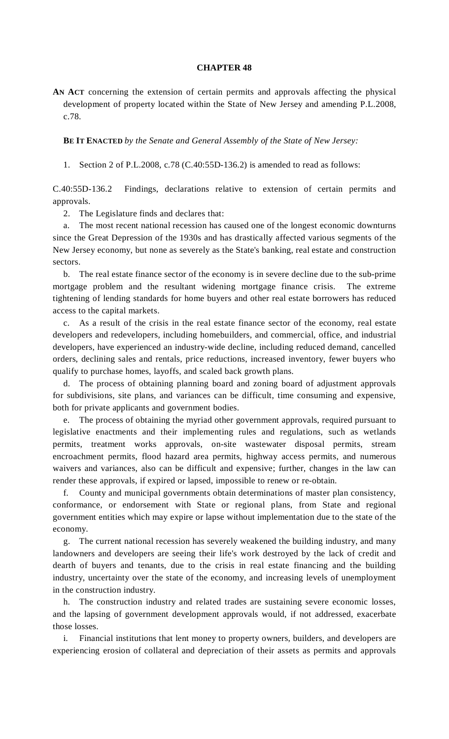# CHAPTER 48

**AN ACT** concerning the extension of certain permits and approvals affecting the physical development of property located within the State of New Jersey and amending P.L.2008, c.78.

**BE IT ENACTED** *by the Senate and General Assembly of the State of New Jersey:*

1. Section 2 of P.L.2008, c.78 (C.40:55D-136.2) is amended to read as follows:

C.40:55D-136.2 Findings, declarations relative to extension of certain permits and approvals.

2. The Legislature finds and declares that:

a. The most recent national recession has caused one of the longest economic downturns since the Great Depression of the 1930s and has drastically affected various segments of the New Jersey economy, but none as severely as the State's banking, real estate and construction sectors.

b. The real estate finance sector of the economy is in severe decline due to the sub-prime mortgage problem and the resultant widening mortgage finance crisis. The extreme tightening of lending standards for home buyers and other real estate borrowers has reduced access to the capital markets.

c. As a result of the crisis in the real estate finance sector of the economy, real estate developers and redevelopers, including homebuilders, and commercial, office, and industrial developers, have experienced an industry-wide decline, including reduced demand, cancelled orders, declining sales and rentals, price reductions, increased inventory, fewer buyers who qualify to purchase homes, layoffs, and scaled back growth plans.

d. The process of obtaining planning board and zoning board of adjustment approvals for subdivisions, site plans, and variances can be difficult, time consuming and expensive, both for private applicants and government bodies.

e. The process of obtaining the myriad other government approvals, required pursuant to legislative enactments and their implementing rules and regulations, such as wetlands permits, treatment works approvals, on-site wastewater disposal permits, stream encroachment permits, flood hazard area permits, highway access permits, and numerous waivers and variances, also can be difficult and expensive; further, changes in the law can render these approvals, if expired or lapsed, impossible to renew or re-obtain.

f. County and municipal governments obtain determinations of master plan consistency, conformance, or endorsement with State or regional plans, from State and regional government entities which may expire or lapse without implementation due to the state of the economy.

g. The current national recession has severely weakened the building industry, and many landowners and developers are seeing their life's work destroyed by the lack of credit and dearth of buyers and tenants, due to the crisis in real estate financing and the building industry, uncertainty over the state of the economy, and increasing levels of unemployment in the construction industry.

h. The construction industry and related trades are sustaining severe economic losses, and the lapsing of government development approvals would, if not addressed, exacerbate those losses.

i. Financial institutions that lent money to property owners, builders, and developers are experiencing erosion of collateral and depreciation of their assets as permits and approvals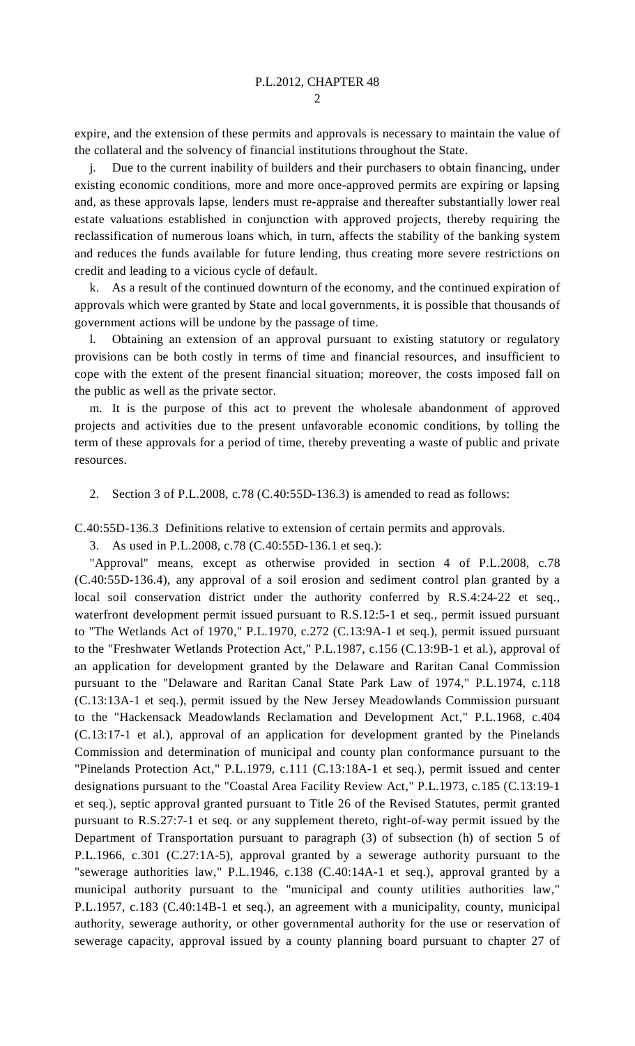expire, and the extension of these permits and approvals is necessary to maintain the value of the collateral and the solvency of financial institutions throughout the State.

j. Due to the current inability of builders and their purchasers to obtain financing, under existing economic conditions, more and more once-approved permits are expiring or lapsing and, as these approvals lapse, lenders must re-appraise and thereafter substantially lower real estate valuations established in conjunction with approved projects, thereby requiring the reclassification of numerous loans which, in turn, affects the stability of the banking system and reduces the funds available for future lending, thus creating more severe restrictions on credit and leading to a vicious cycle of default.

k. As a result of the continued downturn of the economy, and the continued expiration of approvals which were granted by State and local governments, it is possible that thousands of government actions will be undone by the passage of time.

l. Obtaining an extension of an approval pursuant to existing statutory or regulatory provisions can be both costly in terms of time and financial resources, and insufficient to cope with the extent of the present financial situation; moreover, the costs imposed fall on the public as well as the private sector.

m. It is the purpose of this act to prevent the wholesale abandonment of approved projects and activities due to the present unfavorable economic conditions, by tolling the term of these approvals for a period of time, thereby preventing a waste of public and private resources.

2. Section 3 of P.L.2008, c.78 (C.40:55D-136.3) is amended to read as follows:

C.40:55D-136.3 Definitions relative to extension of certain permits and approvals.

3. As used in P.L.2008, c.78 (C.40:55D-136.1 et seq.):

"Approval" means, except as otherwise provided in section 4 of P.L.2008, c.78 (C.40:55D-136.4), any approval of a soil erosion and sediment control plan granted by a local soil conservation district under the authority conferred by R.S.4:24-22 et seq., waterfront development permit issued pursuant to R.S.12:5-1 et seq., permit issued pursuant to "The Wetlands Act of 1970," P.L.1970, c.272 (C.13:9A-1 et seq.), permit issued pursuant to the "Freshwater Wetlands Protection Act," P.L.1987, c.156 (C.13:9B-1 et al.), approval of an application for development granted by the Delaware and Raritan Canal Commission pursuant to the "Delaware and Raritan Canal State Park Law of 1974," P.L.1974, c.118 (C.13:13A-1 et seq.), permit issued by the New Jersey Meadowlands Commission pursuant to the "Hackensack Meadowlands Reclamation and Development Act," P.L.1968, c.404 (C.13:17-1 et al.), approval of an application for development granted by the Pinelands Commission and determination of municipal and county plan conformance pursuant to the "Pinelands Protection Act," P.L.1979, c.111 (C.13:18A-1 et seq.), permit issued and center designations pursuant to the "Coastal Area Facility Review Act," P.L.1973, c.185 (C.13:19-1 et seq.), septic approval granted pursuant to Title 26 of the Revised Statutes, permit granted pursuant to R.S.27:7-1 et seq. or any supplement thereto, right-of-way permit issued by the Department of Transportation pursuant to paragraph (3) of subsection (h) of section 5 of P.L.1966, c.301 (C.27:1A-5), approval granted by a sewerage authority pursuant to the "sewerage authorities law," P.L.1946, c.138 (C.40:14A-1 et seq.), approval granted by a municipal authority pursuant to the "municipal and county utilities authorities law," P.L.1957, c.183 (C.40:14B-1 et seq.), an agreement with a municipality, county, municipal authority, sewerage authority, or other governmental authority for the use or reservation of sewerage capacity, approval issued by a county planning board pursuant to chapter 27 of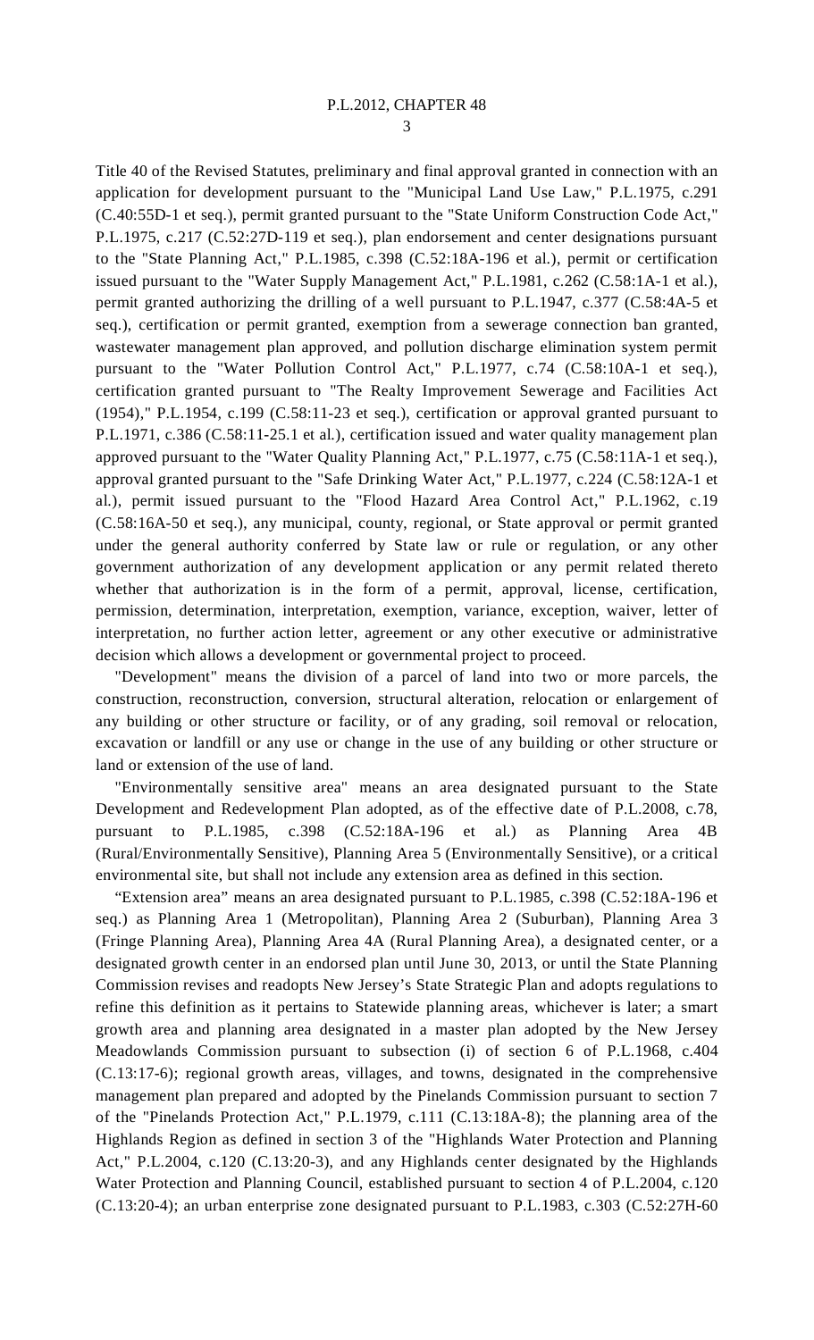Title 40 of the Revised Statutes, preliminary and final approval granted in connection with an application for development pursuant to the "Municipal Land Use Law," P.L.1975, c.291 (C.40:55D-1 et seq.), permit granted pursuant to the "State Uniform Construction Code Act," P.L.1975, c.217 (C.52:27D-119 et seq.), plan endorsement and center designations pursuant to the "State Planning Act," P.L.1985, c.398 (C.52:18A-196 et al.), permit or certification issued pursuant to the "Water Supply Management Act," P.L.1981, c.262 (C.58:1A-1 et al.), permit granted authorizing the drilling of a well pursuant to P.L.1947, c.377 (C.58:4A-5 et seq.), certification or permit granted, exemption from a sewerage connection ban granted, wastewater management plan approved, and pollution discharge elimination system permit pursuant to the "Water Pollution Control Act," P.L.1977, c.74 (C.58:10A-1 et seq.), certification granted pursuant to "The Realty Improvement Sewerage and Facilities Act (1954)," P.L.1954, c.199 (C.58:11-23 et seq.), certification or approval granted pursuant to P.L.1971, c.386 (C.58:11-25.1 et al.), certification issued and water quality management plan approved pursuant to the "Water Quality Planning Act," P.L.1977, c.75 (C.58:11A-1 et seq.), approval granted pursuant to the "Safe Drinking Water Act," P.L.1977, c.224 (C.58:12A-1 et al.), permit issued pursuant to the "Flood Hazard Area Control Act," P.L.1962, c.19 (C.58:16A-50 et seq.), any municipal, county, regional, or State approval or permit granted under the general authority conferred by State law or rule or regulation, or any other government authorization of any development application or any permit related thereto whether that authorization is in the form of a permit, approval, license, certification, permission, determination, interpretation, exemption, variance, exception, waiver, letter of interpretation, no further action letter, agreement or any other executive or administrative decision which allows a development or governmental project to proceed.

"Development" means the division of a parcel of land into two or more parcels, the construction, reconstruction, conversion, structural alteration, relocation or enlargement of any building or other structure or facility, or of any grading, soil removal or relocation, excavation or landfill or any use or change in the use of any building or other structure or land or extension of the use of land.

"Environmentally sensitive area" means an area designated pursuant to the State Development and Redevelopment Plan adopted, as of the effective date of P.L.2008, c.78, pursuant to P.L.1985, c.398 (C.52:18A-196 et al.) as Planning Area 4B (Rural/Environmentally Sensitive), Planning Area 5 (Environmentally Sensitive), or a critical environmental site, but shall not include any extension area as defined in this section.

"Extension area" means an area designated pursuant to P.L.1985, c.398 (C.52:18A-196 et seq.) as Planning Area 1 (Metropolitan), Planning Area 2 (Suburban), Planning Area 3 (Fringe Planning Area), Planning Area 4A (Rural Planning Area), a designated center, or a designated growth center in an endorsed plan until June 30, 2013, or until the State Planning Commission revises and readopts New Jersey's State Strategic Plan and adopts regulations to refine this definition as it pertains to Statewide planning areas, whichever is later; a smart growth area and planning area designated in a master plan adopted by the New Jersey Meadowlands Commission pursuant to subsection (i) of section 6 of P.L.1968, c.404 (C.13:17-6); regional growth areas, villages, and towns, designated in the comprehensive management plan prepared and adopted by the Pinelands Commission pursuant to section 7 of the "Pinelands Protection Act," P.L.1979, c.111 (C.13:18A-8); the planning area of the Highlands Region as defined in section 3 of the "Highlands Water Protection and Planning Act," P.L.2004, c.120 (C.13:20-3), and any Highlands center designated by the Highlands Water Protection and Planning Council, established pursuant to section 4 of P.L.2004, c.120 (C.13:20-4); an urban enterprise zone designated pursuant to P.L.1983, c.303 (C.52:27H-60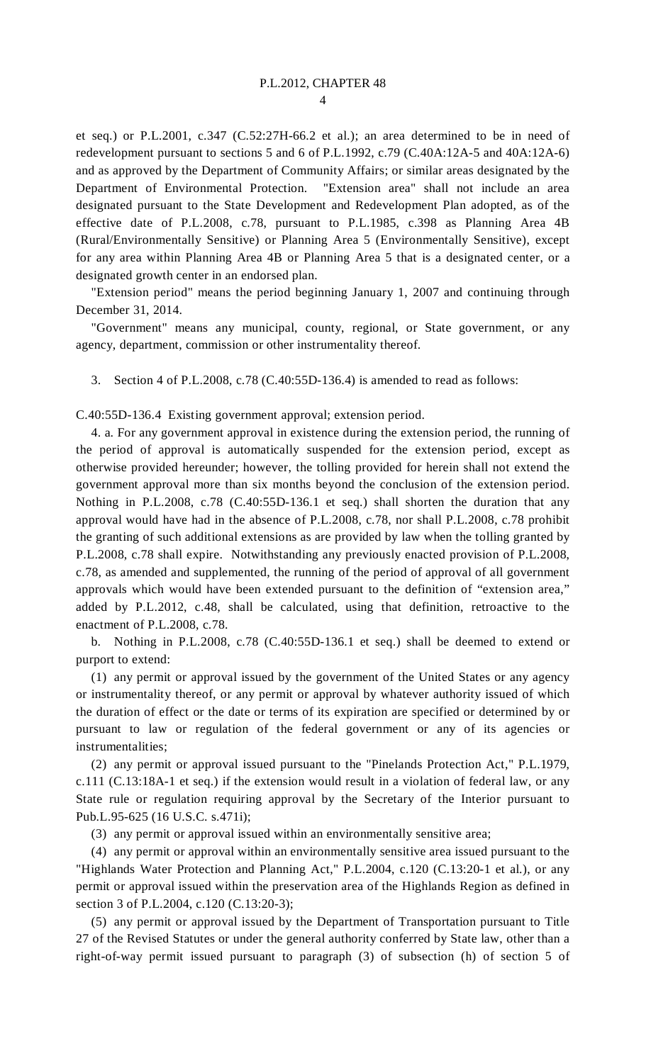et seq.) or P.L.2001, c.347 (C.52:27H-66.2 et al.); an area determined to be in need of redevelopment pursuant to sections 5 and 6 of P.L.1992, c.79 (C.40A:12A-5 and 40A:12A-6) and as approved by the Department of Community Affairs; or similar areas designated by the Department of Environmental Protection. "Extension area" shall not include an area designated pursuant to the State Development and Redevelopment Plan adopted, as of the effective date of P.L.2008, c.78, pursuant to P.L.1985, c.398 as Planning Area 4B (Rural/Environmentally Sensitive) or Planning Area 5 (Environmentally Sensitive), except for any area within Planning Area 4B or Planning Area 5 that is a designated center, or a designated growth center in an endorsed plan.

"Extension period" means the period beginning January 1, 2007 and continuing through December 31, 2014.

"Government" means any municipal, county, regional, or State government, or any agency, department, commission or other instrumentality thereof.

3. Section 4 of P.L.2008, c.78 (C.40:55D-136.4) is amended to read as follows:

C.40:55D-136.4 Existing government approval; extension period.

4. a. For any government approval in existence during the extension period, the running of the period of approval is automatically suspended for the extension period, except as otherwise provided hereunder; however, the tolling provided for herein shall not extend the government approval more than six months beyond the conclusion of the extension period. Nothing in P.L.2008, c.78 (C.40:55D-136.1 et seq.) shall shorten the duration that any approval would have had in the absence of P.L.2008, c.78, nor shall P.L.2008, c.78 prohibit the granting of such additional extensions as are provided by law when the tolling granted by P.L.2008, c.78 shall expire. Notwithstanding any previously enacted provision of P.L.2008, c.78, as amended and supplemented, the running of the period of approval of all government approvals which would have been extended pursuant to the definition of "extension area," added by P.L.2012, c.48, shall be calculated, using that definition, retroactive to the enactment of P.L.2008, c.78.

b. Nothing in P.L.2008, c.78 (C.40:55D-136.1 et seq.) shall be deemed to extend or purport to extend:

(1) any permit or approval issued by the government of the United States or any agency or instrumentality thereof, or any permit or approval by whatever authority issued of which the duration of effect or the date or terms of its expiration are specified or determined by or pursuant to law or regulation of the federal government or any of its agencies or instrumentalities;

(2) any permit or approval issued pursuant to the "Pinelands Protection Act," P.L.1979, c.111 (C.13:18A-1 et seq.) if the extension would result in a violation of federal law, or any State rule or regulation requiring approval by the Secretary of the Interior pursuant to Pub.L.95-625 (16 U.S.C. s.471i);

(3) any permit or approval issued within an environmentally sensitive area;

(4) any permit or approval within an environmentally sensitive area issued pursuant to the "Highlands Water Protection and Planning Act," P.L.2004, c.120 (C.13:20-1 et al.), or any permit or approval issued within the preservation area of the Highlands Region as defined in section 3 of P.L.2004, c.120 (C.13:20-3);

(5) any permit or approval issued by the Department of Transportation pursuant to Title 27 of the Revised Statutes or under the general authority conferred by State law, other than a right-of-way permit issued pursuant to paragraph (3) of subsection (h) of section 5 of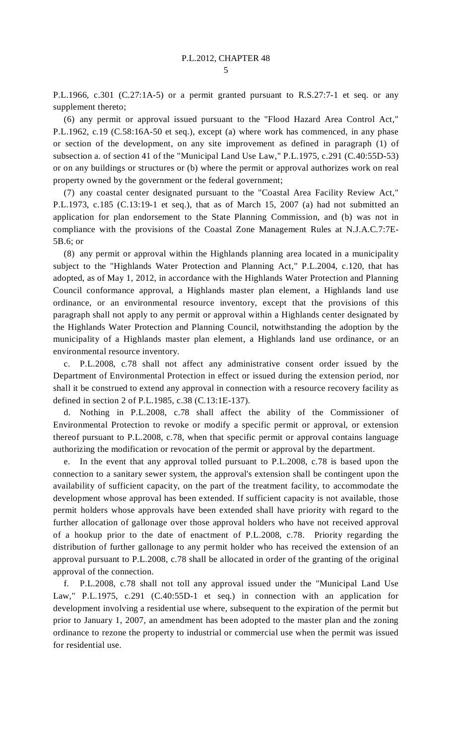P.L.1966, c.301 (C.27:1A-5) or a permit granted pursuant to R.S.27:7-1 et seq. or any supplement thereto;

(6) any permit or approval issued pursuant to the "Flood Hazard Area Control Act," P.L.1962, c.19 (C.58:16A-50 et seq.), except (a) where work has commenced, in any phase or section of the development, on any site improvement as defined in paragraph (1) of subsection a. of section 41 of the "Municipal Land Use Law," P.L.1975, c.291 (C.40:55D-53) or on any buildings or structures or (b) where the permit or approval authorizes work on real property owned by the government or the federal government;

(7) any coastal center designated pursuant to the "Coastal Area Facility Review Act," P.L.1973, c.185 (C.13:19-1 et seq.), that as of March 15, 2007 (a) had not submitted an application for plan endorsement to the State Planning Commission, and (b) was not in compliance with the provisions of the Coastal Zone Management Rules at N.J.A.C.7:7E-5B.6; or

(8) any permit or approval within the Highlands planning area located in a municipality subject to the "Highlands Water Protection and Planning Act," P.L.2004, c.120, that has adopted, as of May 1, 2012, in accordance with the Highlands Water Protection and Planning Council conformance approval, a Highlands master plan element, a Highlands land use ordinance, or an environmental resource inventory, except that the provisions of this paragraph shall not apply to any permit or approval within a Highlands center designated by the Highlands Water Protection and Planning Council, notwithstanding the adoption by the municipality of a Highlands master plan element, a Highlands land use ordinance, or an environmental resource inventory.

c. P.L.2008, c.78 shall not affect any administrative consent order issued by the Department of Environmental Protection in effect or issued during the extension period, nor shall it be construed to extend any approval in connection with a resource recovery facility as defined in section 2 of P.L.1985, c.38 (C.13:1E-137).

d. Nothing in P.L.2008, c.78 shall affect the ability of the Commissioner of Environmental Protection to revoke or modify a specific permit or approval, or extension thereof pursuant to P.L.2008, c.78, when that specific permit or approval contains language authorizing the modification or revocation of the permit or approval by the department.

e. In the event that any approval tolled pursuant to P.L.2008, c.78 is based upon the connection to a sanitary sewer system, the approval's extension shall be contingent upon the availability of sufficient capacity, on the part of the treatment facility, to accommodate the development whose approval has been extended. If sufficient capacity is not available, those permit holders whose approvals have been extended shall have priority with regard to the further allocation of gallonage over those approval holders who have not received approval of a hookup prior to the date of enactment of P.L.2008, c.78. Priority regarding the distribution of further gallonage to any permit holder who has received the extension of an approval pursuant to P.L.2008, c.78 shall be allocated in order of the granting of the original approval of the connection.

f. P.L.2008, c.78 shall not toll any approval issued under the "Municipal Land Use Law," P.L.1975, c.291 (C.40:55D-1 et seq.) in connection with an application for development involving a residential use where, subsequent to the expiration of the permit but prior to January 1, 2007, an amendment has been adopted to the master plan and the zoning ordinance to rezone the property to industrial or commercial use when the permit was issued for residential use.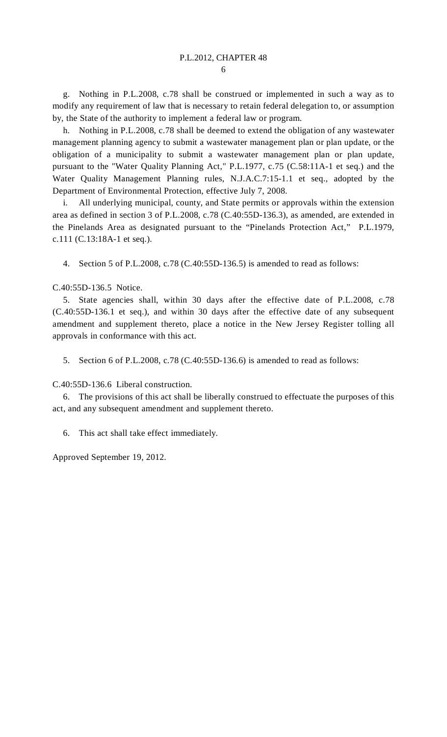g. Nothing in P.L.2008, c.78 shall be construed or implemented in such a way as to modify any requirement of law that is necessary to retain federal delegation to, or assumption by, the State of the authority to implement a federal law or program.

h. Nothing in P.L.2008, c.78 shall be deemed to extend the obligation of any wastewater management planning agency to submit a wastewater management plan or plan update, or the obligation of a municipality to submit a wastewater management plan or plan update, pursuant to the "Water Quality Planning Act," P.L.1977, c.75 (C.58:11A-1 et seq.) and the Water Quality Management Planning rules, N.J.A.C.7:15-1.1 et seq., adopted by the Department of Environmental Protection, effective July 7, 2008.

i. All underlying municipal, county, and State permits or approvals within the extension area as defined in section 3 of P.L.2008, c.78 (C.40:55D-136.3), as amended, are extended in the Pinelands Area as designated pursuant to the "Pinelands Protection Act," P.L.1979, c.111 (C.13:18A-1 et seq.).

4. Section 5 of P.L.2008, c.78 (C.40:55D-136.5) is amended to read as follows:

C.40:55D-136.5 Notice.

5. State agencies shall, within 30 days after the effective date of P.L.2008, c.78 (C.40:55D-136.1 et seq.), and within 30 days after the effective date of any subsequent amendment and supplement thereto, place a notice in the New Jersey Register tolling all approvals in conformance with this act.

5. Section 6 of P.L.2008, c.78 (C.40:55D-136.6) is amended to read as follows:

C.40:55D-136.6 Liberal construction.

6. The provisions of this act shall be liberally construed to effectuate the purposes of this act, and any subsequent amendment and supplement thereto.

6. This act shall take effect immediately.

Approved September 19, 2012.